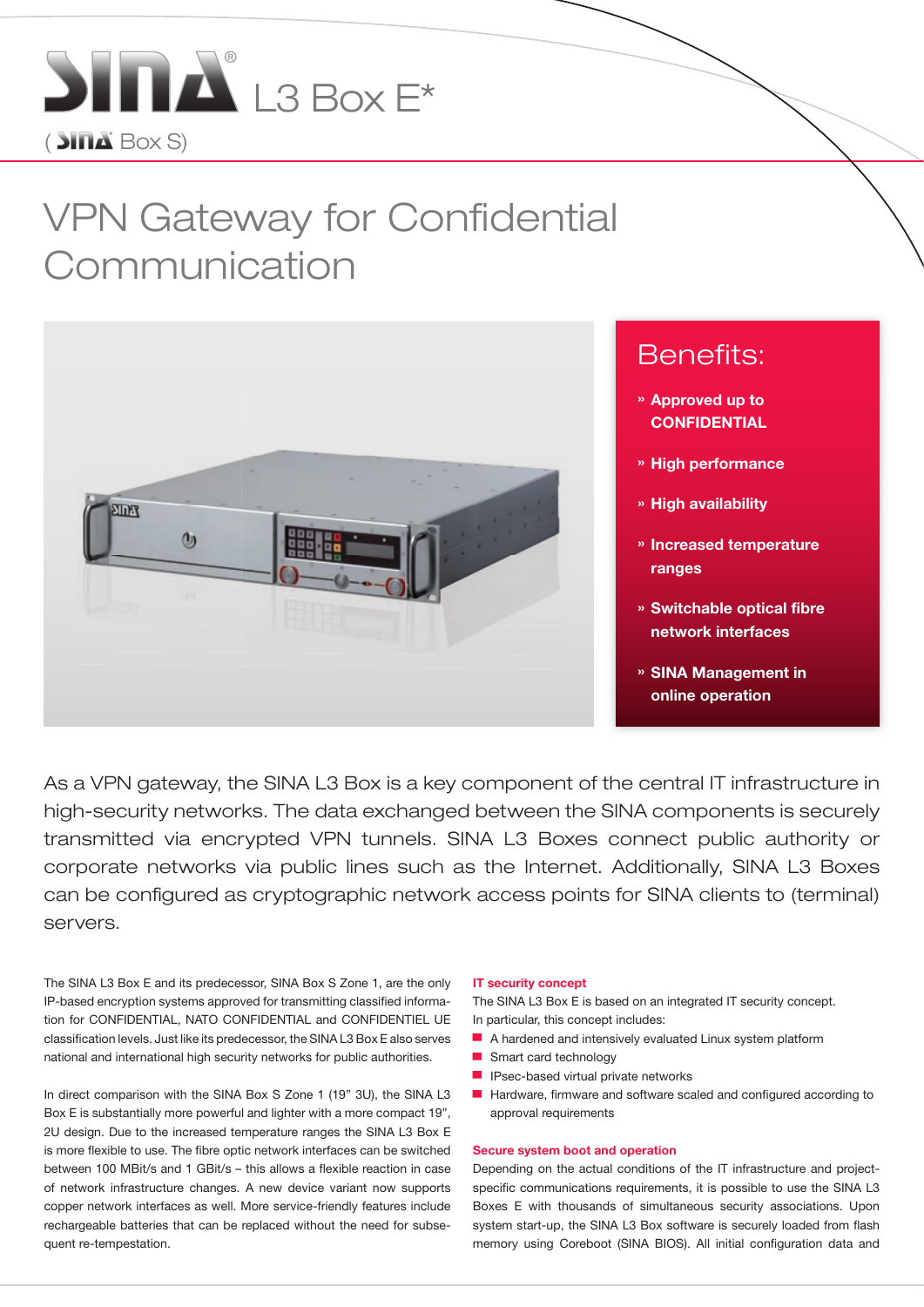# SINA® L3 Box E*

( SINA Box S)

## VPN Gateway for Confidential Communication

### Benefits:

- » **Approved up to CONFIDENTIAL**
- » **High performance**
- » **High availability**
- » **Increased temperature ranges**
- » **Switchable optical fibre network interfaces**
- » **SINA Management in online operation**

As a VPN gateway, the SINA L3 Box is a key component of the central IT infrastructure in high-security networks. The data exchanged between the SINA components is securely transmitted via encrypted VPN tunnels. SINA L3 Boxes connect public authority or corporate networks via public lines such as the Internet. Additionally, SINA L3 Boxes can be configured as cryptographic network access points for SINA clients to (terminal) servers.

The SINA L3 Box E and its predecessor, SINA Box S Zone 1, are the only IP-based encryption systems approved for transmitting classified information for CONFIDENTIAL, NATO CONFIDENTIAL and CONFIDENTIEL UE classification levels. Just like its predecessor, the SINA L3 Box E also serves national and international high security networks for public authorities.

In direct comparison with the SINA Box S Zone 1 (19" 3U), the SINA L3 Box E is substantially more powerful and lighter with a more compact 19", 2U design. Due to the increased temperature ranges the SINA L3 Box E is more flexible to use. The fibre optic network interfaces can be switched between 100 MBit/s and 1 GBit/s – this allows a flexible reaction in case of network infrastructure changes. A new device variant now supports copper network interfaces as well. More service-friendly features include rechargeable batteries that can be replaced without the need for subsequent re-tempestation.

#### IT security concept

The SINA L3 Box E is based on an integrated IT security concept. In particular, this concept includes:

- A hardened and intensively evaluated Linux system platform
- Smart card technology
- IPsec-based virtual private networks
- Hardware, firmware and software scaled and configured according to approval requirements

#### Secure system boot and operation

Depending on the actual conditions of the IT infrastructure and project-specific communications requirements, it is possible to use the SINA L3 Boxes E with thousands of simultaneous security associations. Upon system start-up, the SINA L3 Box software is securely loaded from flash memory using Coreboot (SINA BIOS). All initial configuration data and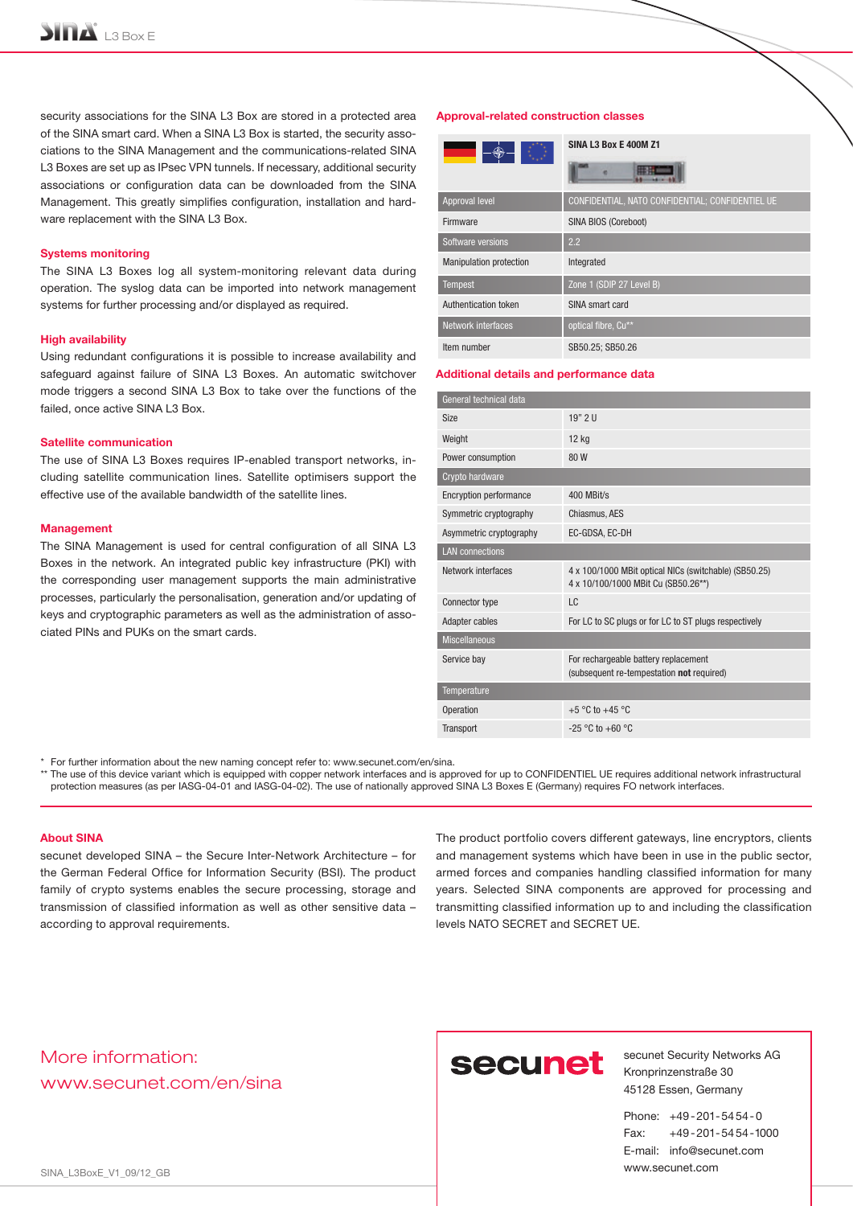security associations for the SINA L3 Box are stored in a protected area of the SINA smart card. When a SINA L3 Box is started, the security associations to the SINA Management and the communications-related SINA L3 Boxes are set up as IPsec VPN tunnels. If necessary, additional security associations or configuration data can be downloaded from the SINA Management. This greatly simplifies configuration, installation and hardware replacement with the SINA L3 Box.

### Systems monitoring

The SINA L3 Boxes log all system-monitoring relevant data during operation. The syslog data can be imported into network management systems for further processing and/or displayed as required.

### High availability

Using redundant configurations it is possible to increase availability and safeguard against failure of SINA L3 Boxes. An automatic switchover mode triggers a second SINA L3 Box to take over the functions of the failed, once active SINA L3 Box.

### Satellite communication

The use of SINA L3 Boxes requires IP-enabled transport networks, including satellite communication lines. Satellite optimisers support the effective use of the available bandwidth of the satellite lines.

### Management

The SINA Management is used for central configuration of all SINA L3 Boxes in the network. An integrated public key infrastructure (PKI) with the corresponding user management supports the main administrative processes, particularly the personalisation, generation and/or updating of keys and cryptographic parameters as well as the administration of associated PINs and PUKs on the smart cards.

### Approval-related construction classes

| | SINA L3 Box E 400M Z1 |
|---|---|
| Approval level | CONFIDENTIAL, NATO CONFIDENTIAL; CONFIDENTIEL UE |
| Firmware | SINA BIOS (Coreboot) |
| Software versions | 2.2 |
| Manipulation protection | Integrated |
| Tempest | Zone 1 (SDIP 27 Level B) |
| Authentication token | SINA smart card |
| Network interfaces | optical fibre, Cu** |
| Item number | SB50.25; SB50.26 |

### Additional details and performance data

| | |
|---|---|
| **General technical data** | |
| Size | 19" 2 U |
| Weight | 12 kg |
| Power consumption | 80 W |
| **Crypto hardware** | |
| Encryption performance | 400 MBit/s |
| Symmetric cryptography | Chiasmus, AES |
| Asymmetric cryptography | EC-GDSA, EC-DH |
| **LAN connections** | |
| Network interfaces | 4 x 100/1000 MBit optical NICs (switchable) (SB50.25)<br>4 x 10/100/1000 MBit Cu (SB50.26**) |
| Connector type | LC |
| Adapter cables | For LC to SC plugs or for LC to ST plugs respectively |
| **Miscellaneous** | |
| Service bay | For rechargeable battery replacement (subsequent re-tempestation **not** required) |
| **Temperature** | |
| Operation | +5 °C to +45 °C |
| Transport | -25 °C to +60 °C |

\* For further information about the new naming concept refer to: www.secunet.com/en/sina.

** The use of this device variant which is equipped with copper network interfaces and is approved for up to CONFIDENTIEL UE requires additional network infrastructural protection measures (as per IASG-04-01 and IASG-04-02). The use of nationally approved SINA L3 Boxes E (Germany) requires FO network interfaces.

### About SINA

secunet developed SINA – the Secure Inter-Network Architecture – for the German Federal Office for Information Security (BSI). The product family of crypto systems enables the secure processing, storage and transmission of classified information as well as other sensitive data – according to approval requirements.

The product portfolio covers different gateways, line encryptors, clients and management systems which have been in use in the public sector, armed forces and companies handling classified information for many years. Selected SINA components are approved for processing and transmitting classified information up to and including the classification levels NATO SECRET and SECRET UE.

More information:
www.secunet.com/en/sina

secunet

secunet Security Networks AG
Kronprinzenstraße 30
45128 Essen, Germany

Phone: +49-201-5454-0
Fax: +49-201-5454-1000
E-mail: info@secunet.com
www.secunet.com

SINA_L3BoxE_V1_09/12_GB